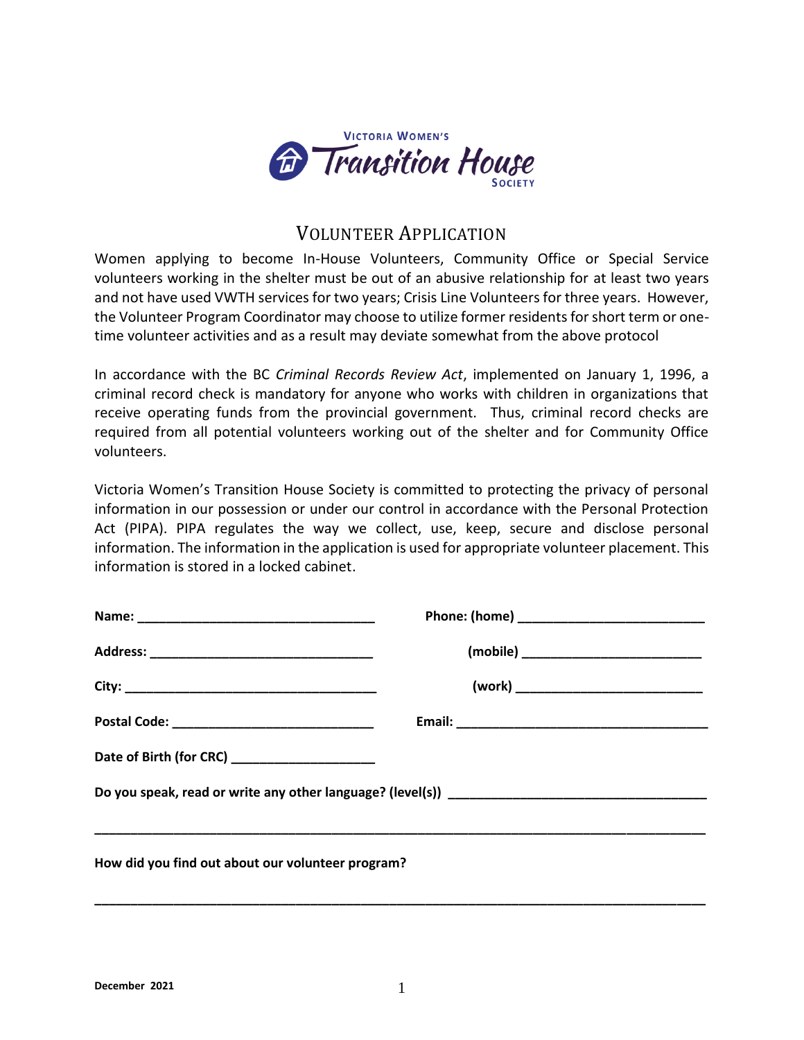# Victoria Women's Transition House Society

## VOLUNTEER APPLICATION

Women applying to become In-House Volunteers, Community Office or Special Service volunteers working in the shelter must be out of an abusive relationship for at least two years and not have used VWTH services for two years; Crisis Line Volunteers for three years. However, the Volunteer Program Coordinator may choose to utilize former residents for short term or one-time volunteer activities and as a result may deviate somewhat from the above protocol

In accordance with the BC *Criminal Records Review Act*, implemented on January 1, 1996, a criminal record check is mandatory for anyone who works with children in organizations that receive operating funds from the provincial government. Thus, criminal record checks are required from all potential volunteers working out of the shelter and for Community Office volunteers.

Victoria Women's Transition House Society is committed to protecting the privacy of personal information in our possession or under our control in accordance with the Personal Protection Act (PIPA). PIPA regulates the way we collect, use, keep, secure and disclose personal information. The information in the application is used for appropriate volunteer placement. This information is stored in a locked cabinet.

**Name:** ________________________________ **Phone: (home)** ________________________

**Address:** ______________________________ **(mobile)** _______________________

**City:** __________________________________ **(work)** ________________________

**Postal Code:** __________________________ **Email:** _________________________________

**Date of Birth (for CRC)** ___________________

**Do you speak, read or write any other language? (level(s))** _________________________________

_____________________________________________________________________________

**How did you find out about our volunteer program?**

_____________________________________________________________________________

December 2021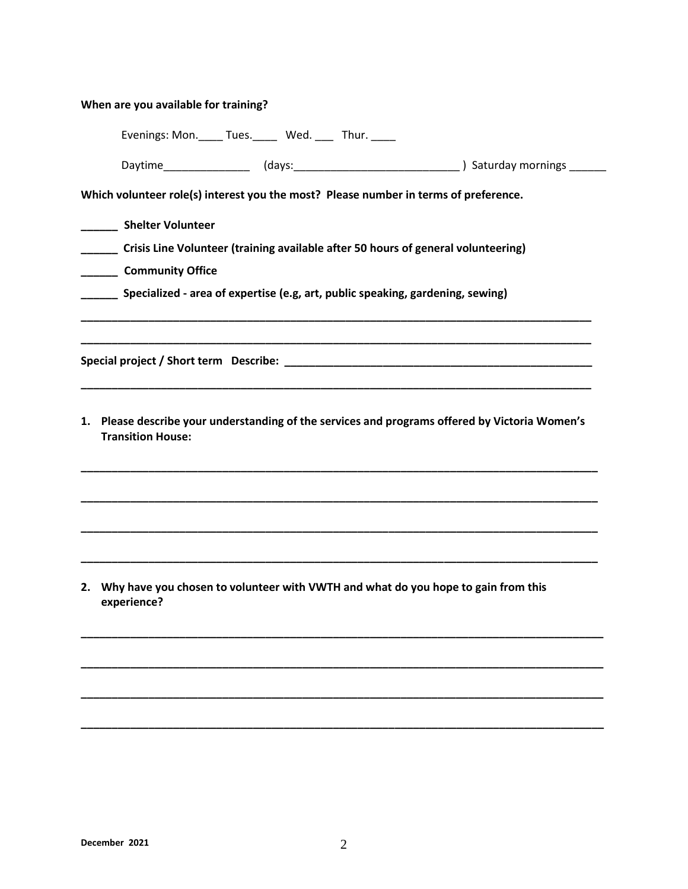**When are you available for training?**

Evenings: Mon.____ Tues.____ Wed. ___ Thur. ____

Daytime______________ (days:___________________________ ) Saturday mornings ______

**Which volunteer role(s) interest you the most? Please number in terms of preference.**

**______ Shelter Volunteer**

**______ Crisis Line Volunteer (training available after 50 hours of general volunteering)**

**______ Community Office**

**______ Specialized - area of expertise (e.g, art, public speaking, gardening, sewing)**

**_____________________________________________________________________________________**

**_____________________________________________________________________________________**

**Special project / Short term Describe: ___________________________________________________**

**_____________________________________________________________________________________**

1. **Please describe your understanding of the services and programs offered by Victoria Women's Transition House:**

**_____________________________________________________________________________________**

**_____________________________________________________________________________________**

**_____________________________________________________________________________________**

**_____________________________________________________________________________________**

2. **Why have you chosen to volunteer with VWTH and what do you hope to gain from this experience?**

**_____________________________________________________________________________________**

**_____________________________________________________________________________________**

**_____________________________________________________________________________________**

**_____________________________________________________________________________________**

**December 2021**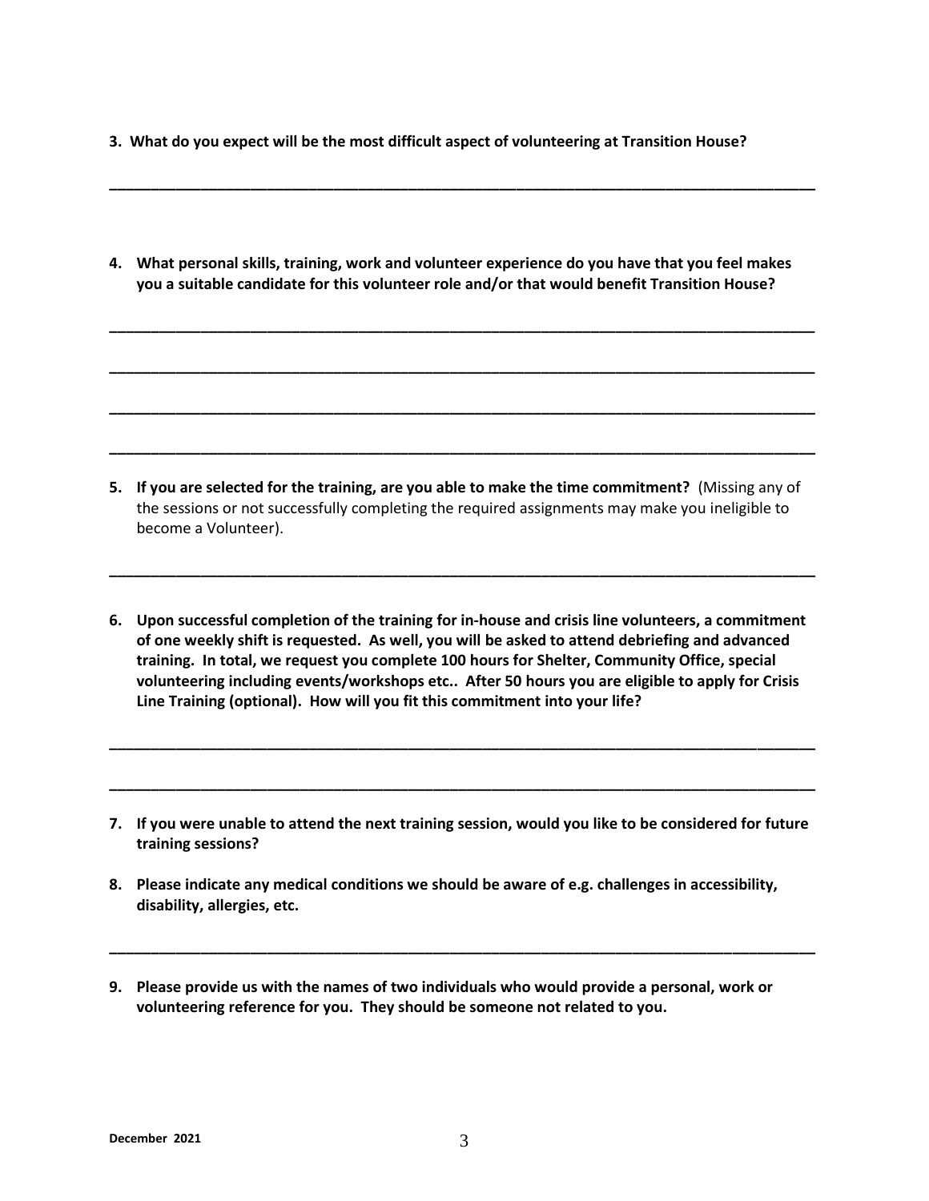**3. What do you expect will be the most difficult aspect of volunteering at Transition House?**

\_\_\_\_\_\_\_\_\_\_\_\_\_\_\_\_\_\_\_\_\_\_\_\_\_\_\_\_\_\_\_\_\_\_\_\_\_\_\_\_\_\_\_\_\_\_\_\_\_\_\_\_\_\_\_\_\_\_\_\_\_\_\_\_\_\_\_\_\_\_\_\_\_\_\_\_\_\_

**4. What personal skills, training, work and volunteer experience do you have that you feel makes you a suitable candidate for this volunteer role and/or that would benefit Transition House?**

\_\_\_\_\_\_\_\_\_\_\_\_\_\_\_\_\_\_\_\_\_\_\_\_\_\_\_\_\_\_\_\_\_\_\_\_\_\_\_\_\_\_\_\_\_\_\_\_\_\_\_\_\_\_\_\_\_\_\_\_\_\_\_\_\_\_\_\_\_\_\_\_\_\_\_\_\_\_

\_\_\_\_\_\_\_\_\_\_\_\_\_\_\_\_\_\_\_\_\_\_\_\_\_\_\_\_\_\_\_\_\_\_\_\_\_\_\_\_\_\_\_\_\_\_\_\_\_\_\_\_\_\_\_\_\_\_\_\_\_\_\_\_\_\_\_\_\_\_\_\_\_\_\_\_\_\_

\_\_\_\_\_\_\_\_\_\_\_\_\_\_\_\_\_\_\_\_\_\_\_\_\_\_\_\_\_\_\_\_\_\_\_\_\_\_\_\_\_\_\_\_\_\_\_\_\_\_\_\_\_\_\_\_\_\_\_\_\_\_\_\_\_\_\_\_\_\_\_\_\_\_\_\_\_\_

\_\_\_\_\_\_\_\_\_\_\_\_\_\_\_\_\_\_\_\_\_\_\_\_\_\_\_\_\_\_\_\_\_\_\_\_\_\_\_\_\_\_\_\_\_\_\_\_\_\_\_\_\_\_\_\_\_\_\_\_\_\_\_\_\_\_\_\_\_\_\_\_\_\_\_\_\_\_

**5. If you are selected for the training, are you able to make the time commitment?** (Missing any of the sessions or not successfully completing the required assignments may make you ineligible to become a Volunteer).

\_\_\_\_\_\_\_\_\_\_\_\_\_\_\_\_\_\_\_\_\_\_\_\_\_\_\_\_\_\_\_\_\_\_\_\_\_\_\_\_\_\_\_\_\_\_\_\_\_\_\_\_\_\_\_\_\_\_\_\_\_\_\_\_\_\_\_\_\_\_\_\_\_\_\_\_\_\_

**6. Upon successful completion of the training for in-house and crisis line volunteers, a commitment of one weekly shift is requested. As well, you will be asked to attend debriefing and advanced training. In total, we request you complete 100 hours for Shelter, Community Office, special volunteering including events/workshops etc.. After 50 hours you are eligible to apply for Crisis Line Training (optional). How will you fit this commitment into your life?**

\_\_\_\_\_\_\_\_\_\_\_\_\_\_\_\_\_\_\_\_\_\_\_\_\_\_\_\_\_\_\_\_\_\_\_\_\_\_\_\_\_\_\_\_\_\_\_\_\_\_\_\_\_\_\_\_\_\_\_\_\_\_\_\_\_\_\_\_\_\_\_\_\_\_\_\_\_\_

\_\_\_\_\_\_\_\_\_\_\_\_\_\_\_\_\_\_\_\_\_\_\_\_\_\_\_\_\_\_\_\_\_\_\_\_\_\_\_\_\_\_\_\_\_\_\_\_\_\_\_\_\_\_\_\_\_\_\_\_\_\_\_\_\_\_\_\_\_\_\_\_\_\_\_\_\_\_

**7. If you were unable to attend the next training session, would you like to be considered for future training sessions?**

**8. Please indicate any medical conditions we should be aware of e.g. challenges in accessibility, disability, allergies, etc.**

\_\_\_\_\_\_\_\_\_\_\_\_\_\_\_\_\_\_\_\_\_\_\_\_\_\_\_\_\_\_\_\_\_\_\_\_\_\_\_\_\_\_\_\_\_\_\_\_\_\_\_\_\_\_\_\_\_\_\_\_\_\_\_\_\_\_\_\_\_\_\_\_\_\_\_\_\_\_

**9. Please provide us with the names of two individuals who would provide a personal, work or volunteering reference for you. They should be someone not related to you.**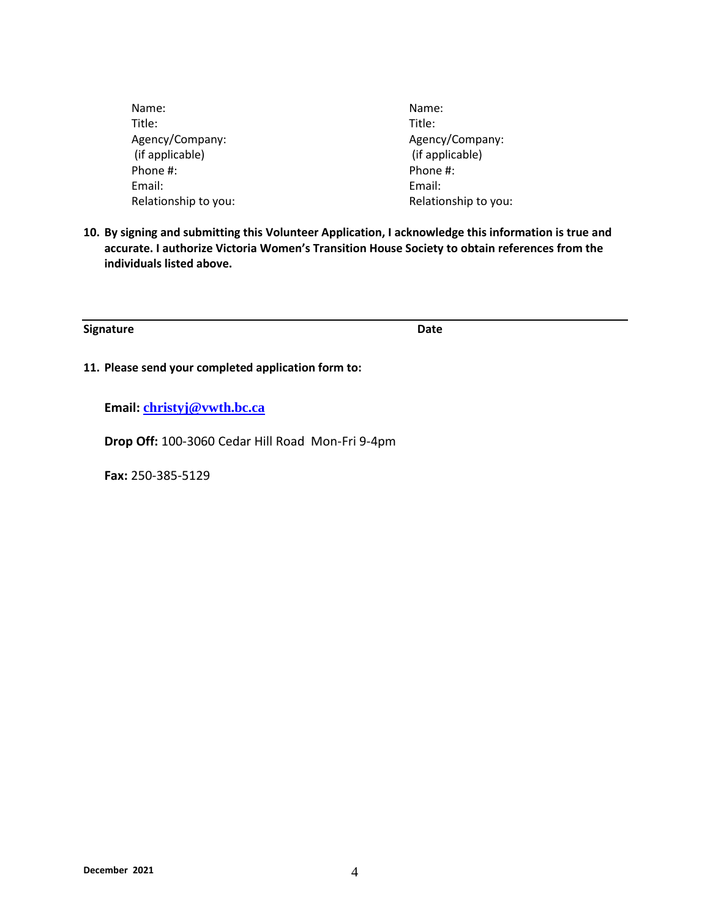Name:
Title:
Agency/Company:
(if applicable)
Phone #:
Email:
Relationship to you:

Name:
Title:
Agency/Company:
(if applicable)
Phone #:
Email:
Relationship to you:

10. **By signing and submitting this Volunteer Application, I acknowledge this information is true and accurate. I authorize Victoria Women's Transition House Society to obtain references from the individuals listed above.**

**Signature** **Date**

11. **Please send your completed application form to:**

**Email:** christyj@vwth.bc.ca

**Drop Off:** 100-3060 Cedar Hill Road Mon-Fri 9-4pm

**Fax:** 250-385-5129

**December 2021**